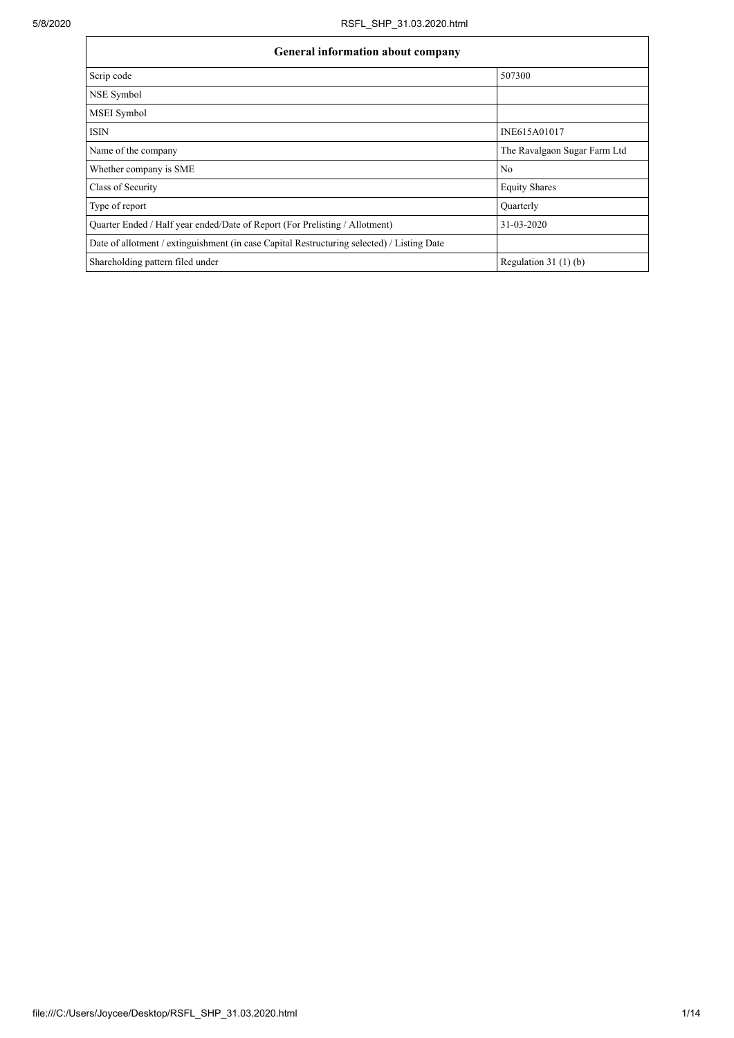| General information about company | |
|---|---|
| Scrip code | 507300 |
| NSE Symbol | |
| MSEI Symbol | |
| ISIN | INE615A01017 |
| Name of the company | The Ravalgaon Sugar Farm Ltd |
| Whether company is SME | No |
| Class of Security | Equity Shares |
| Type of report | Quarterly |
| Quarter Ended / Half year ended/Date of Report (For Prelisting / Allotment) | 31-03-2020 |
| Date of allotment / extinguishment (in case Capital Restructuring selected) / Listing Date | |
| Shareholding pattern filed under | Regulation 31 (1) (b) |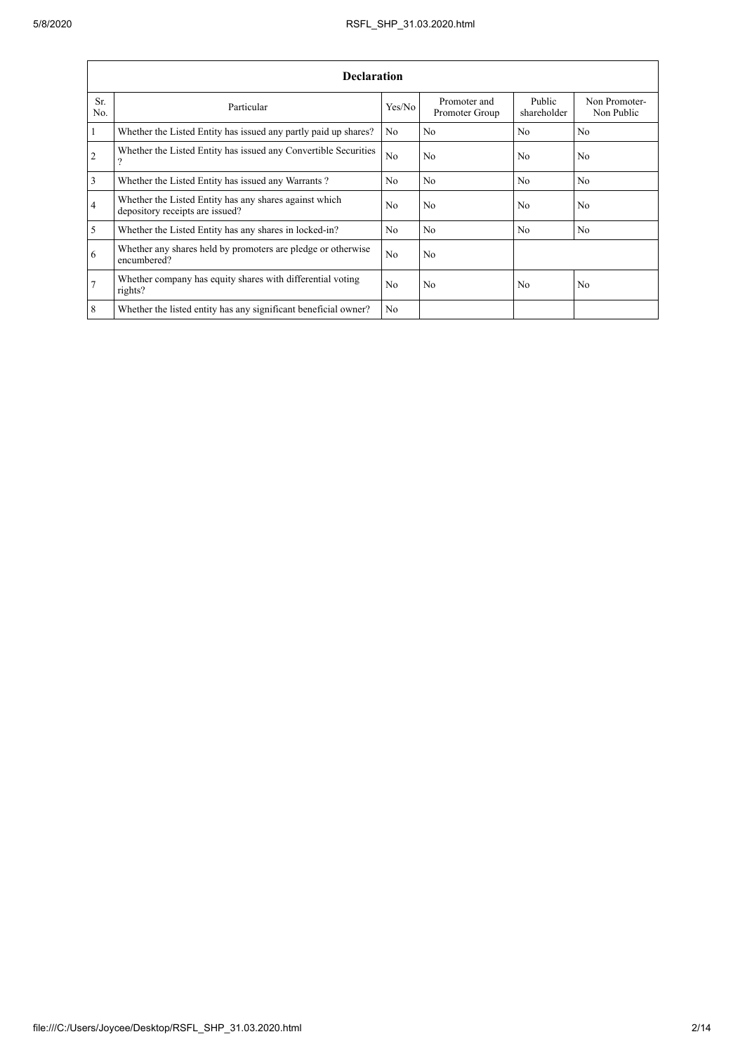| Declaration | | | | | |
|---|---|---|---|---|---|
| Sr. No. | Particular | Yes/No | Promoter and Promoter Group | Public shareholder | Non Promoter- Non Public |
| 1 | Whether the Listed Entity has issued any partly paid up shares? | No | No | No | No |
| 2 | Whether the Listed Entity has issued any Convertible Securities ? | No | No | No | No |
| 3 | Whether the Listed Entity has issued any Warrants ? | No | No | No | No |
| 4 | Whether the Listed Entity has any shares against which depository receipts are issued? | No | No | No | No |
| 5 | Whether the Listed Entity has any shares in locked-in? | No | No | No | No |
| 6 | Whether any shares held by promoters are pledge or otherwise encumbered? | No | No | | |
| 7 | Whether company has equity shares with differential voting rights? | No | No | No | No |
| 8 | Whether the listed entity has any significant beneficial owner? | No | | | |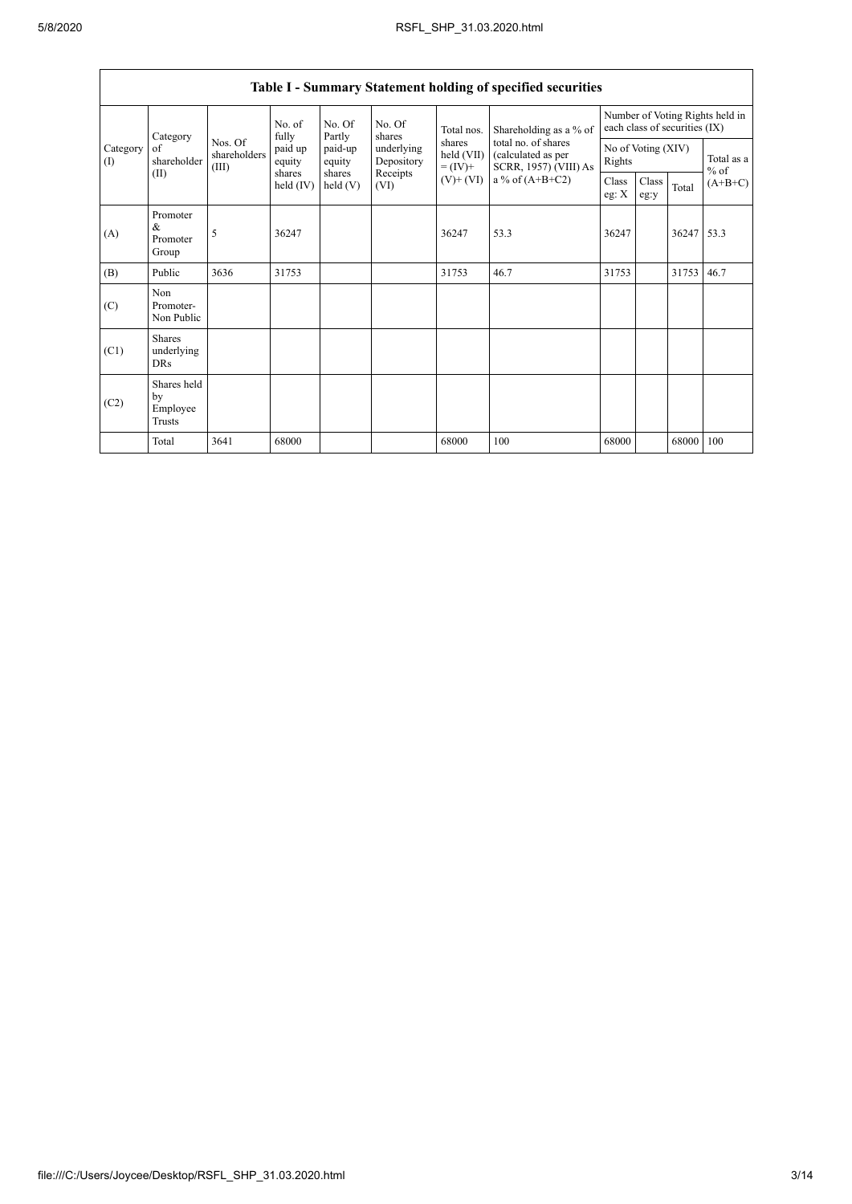## Table I - Summary Statement holding of specified securities

| Category (I) | Category of shareholder (II) | Nos. Of shareholders (III) | No. of fully paid up equity shares held (IV) | No. Of Partly paid-up equity shares held (V) | No. Of shares underlying Depository Receipts (VI) | Total nos. shares held (VII) = (IV)+ (V)+ (VI) | Shareholding as a % of total no. of shares (calculated as per SCRR, 1957) (VIII) As a % of (A+B+C2) | Number of Voting Rights held in each class of securities (IX) | | | |
|---|---|---|---|---|---|---|---|---|---|---|---|
| | | | | | | | | No of Voting (XIV) Rights | | | Total as a % of (A+B+C) |
| | | | | | | | | Class eg: X | Class eg:y | Total | |
| (A) | Promoter & Promoter Group | 5 | 36247 | | | 36247 | 53.3 | 36247 | | 36247 | 53.3 |
| (B) | Public | 3636 | 31753 | | | 31753 | 46.7 | 31753 | | 31753 | 46.7 |
| (C) | Non Promoter- Non Public | | | | | | | | | | |
| (C1) | Shares underlying DRs | | | | | | | | | | |
| (C2) | Shares held by Employee Trusts | | | | | | | | | | |
| | Total | 3641 | 68000 | | | 68000 | 100 | 68000 | | 68000 | 100 |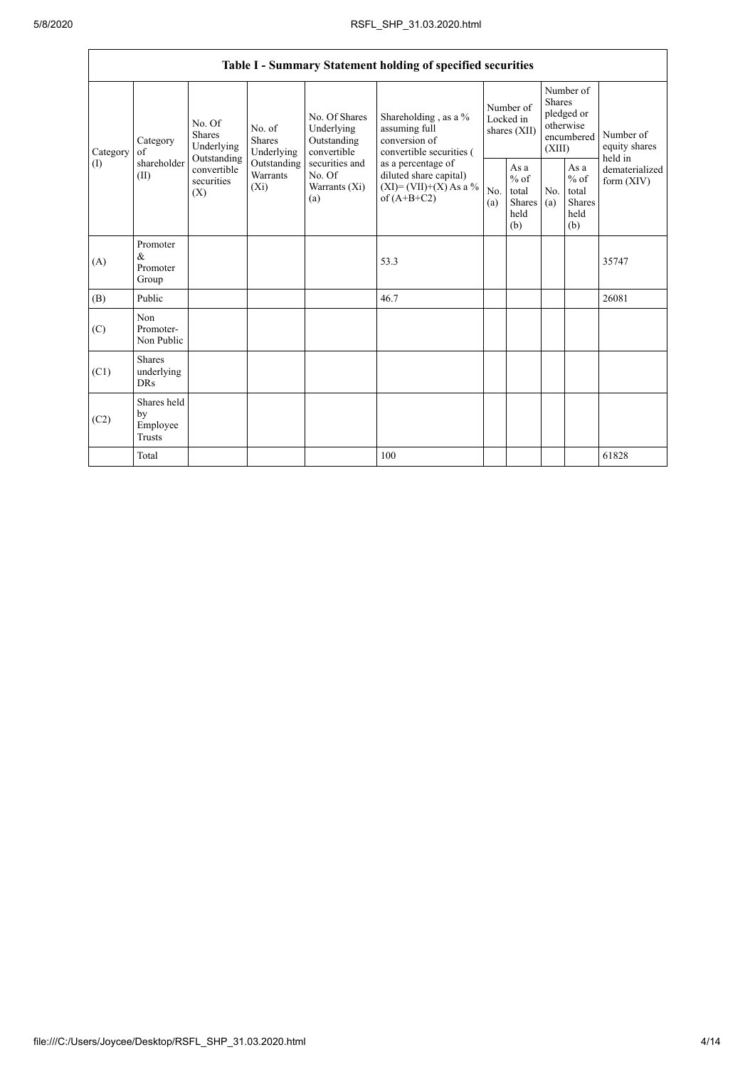| Table I - Summary Statement holding of specified securities | | | | | | | | | | |
|---|---|---|---|---|---|---|---|---|---|---|
| Category (I) | Category of shareholder (II) | No. Of Shares Underlying Outstanding convertible securities (X) | No. of Shares Underlying Outstanding Warrants (Xi) | No. Of Shares Underlying Outstanding convertible securities and No. Of Warrants (Xi) (a) | Shareholding , as a % assuming full conversion of convertible securities ( as a percentage of diluted share capital) (XI)= (VII)+(X) As a % of (A+B+C2) | Number of Locked in shares (XII) | | Number of Shares pledged or otherwise encumbered (XIII) | | Number of equity shares held in dematerialized form (XIV) |
| | | | | | | No. (a) | As a % of total Shares held (b) | No. (a) | As a % of total Shares held (b) | |
| (A) | Promoter & Promoter Group | | | | 53.3 | | | | | 35747 |
| (B) | Public | | | | 46.7 | | | | | 26081 |
| (C) | Non Promoter- Non Public | | | | | | | | | |
| (C1) | Shares underlying DRs | | | | | | | | | |
| (C2) | Shares held by Employee Trusts | | | | | | | | | |
| | Total | | | | 100 | | | | | 61828 |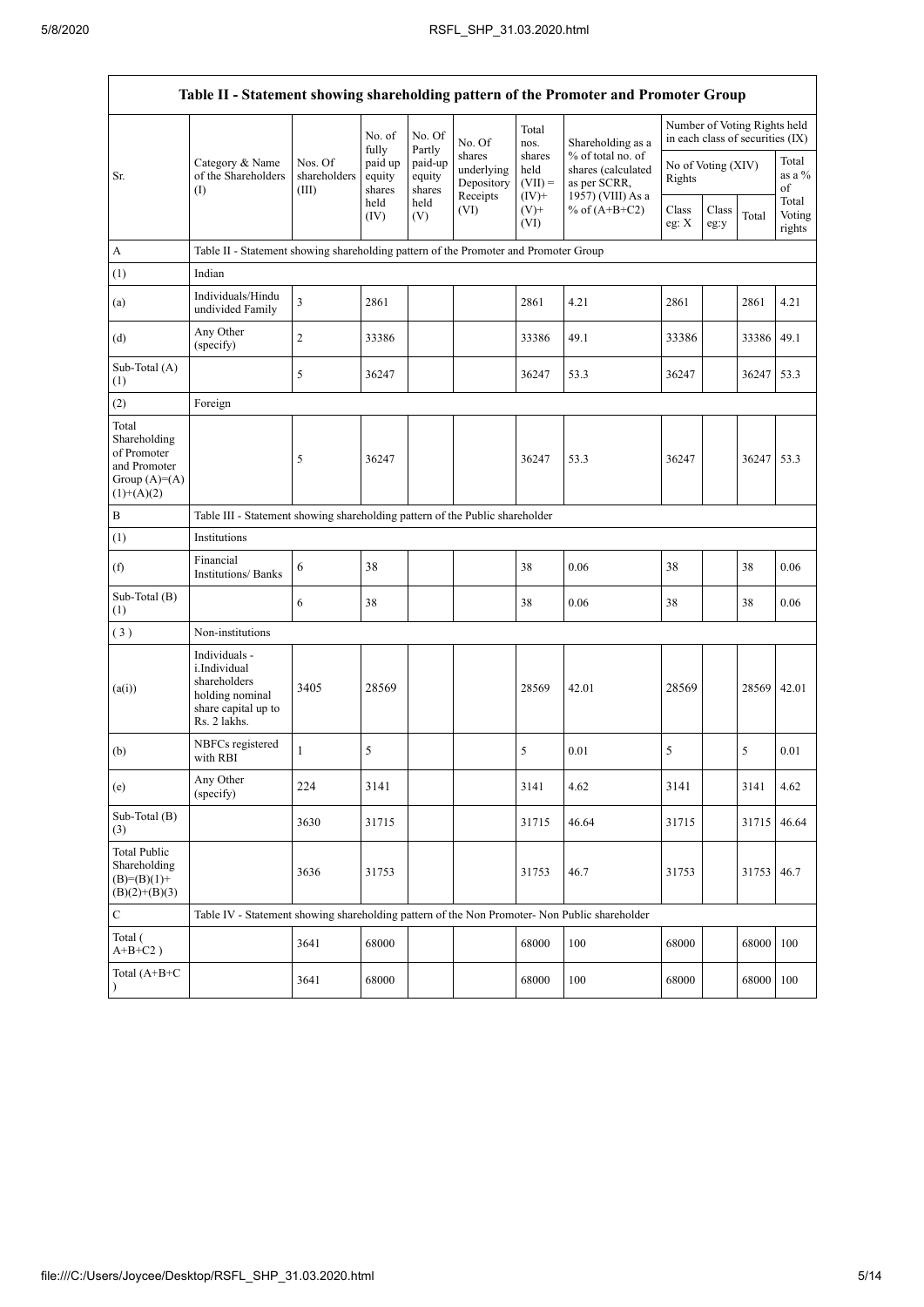| Table II - Statement showing shareholding pattern of the Promoter and Promoter Group | | | | | | | | | | | |
|---|---|---|---|---|---|---|---|---|---|---|---|
| Sr. | Category & Name of the Shareholders (I) | Nos. Of shareholders (III) | No. of fully paid up equity shares held (IV) | No. Of Partly paid-up equity shares held (V) | No. Of shares underlying Depository Receipts (VI) | Total nos. shares held (VII) = (IV)+ (V)+ (VI) | Shareholding as a % of total no. of shares (calculated as per SCRR, 1957) (VIII) As a % of (A+B+C2) | Number of Voting Rights held in each class of securities (IX) | | | |
| | | | | | | | | No of Voting (XIV) Rights | | | Total as a % of Total Voting rights |
| | | | | | | | | Class eg: X | Class eg:y | Total | |
| A | Table II - Statement showing shareholding pattern of the Promoter and Promoter Group | | | | | | | | | | |
| (1) | Indian | | | | | | | | | | |
| (a) | Individuals/Hindu undivided Family | 3 | 2861 | | | 2861 | 4.21 | 2861 | | 2861 | 4.21 |
| (d) | Any Other (specify) | 2 | 33386 | | | 33386 | 49.1 | 33386 | | 33386 | 49.1 |
| Sub-Total (A) (1) | | 5 | 36247 | | | 36247 | 53.3 | 36247 | | 36247 | 53.3 |
| (2) | Foreign | | | | | | | | | | |
| Total Shareholding of Promoter and Promoter Group (A)=(A)(1)+(A)(2) | | 5 | 36247 | | | 36247 | 53.3 | 36247 | | 36247 | 53.3 |
| B | Table III - Statement showing shareholding pattern of the Public shareholder | | | | | | | | | | |
| (1) | Institutions | | | | | | | | | | |
| (f) | Financial Institutions/ Banks | 6 | 38 | | | 38 | 0.06 | 38 | | 38 | 0.06 |
| Sub-Total (B) (1) | | 6 | 38 | | | 38 | 0.06 | 38 | | 38 | 0.06 |
| (3) | Non-institutions | | | | | | | | | | |
| (a(i)) | Individuals - i.Individual shareholders holding nominal share capital up to Rs. 2 lakhs. | 3405 | 28569 | | | 28569 | 42.01 | 28569 | | 28569 | 42.01 |
| (b) | NBFCs registered with RBI | 1 | 5 | | | 5 | 0.01 | 5 | | 5 | 0.01 |
| (e) | Any Other (specify) | 224 | 3141 | | | 3141 | 4.62 | 3141 | | 3141 | 4.62 |
| Sub-Total (B) (3) | | 3630 | 31715 | | | 31715 | 46.64 | 31715 | | 31715 | 46.64 |
| Total Public Shareholding (B)=(B)(1)+(B)(2)+(B)(3) | | 3636 | 31753 | | | 31753 | 46.7 | 31753 | | 31753 | 46.7 |
| C | Table IV - Statement showing shareholding pattern of the Non Promoter- Non Public shareholder | | | | | | | | | | |
| Total ( A+B+C2 ) | | 3641 | 68000 | | | 68000 | 100 | 68000 | | 68000 | 100 |
| Total (A+B+C ) | | 3641 | 68000 | | | 68000 | 100 | 68000 | | 68000 | 100 |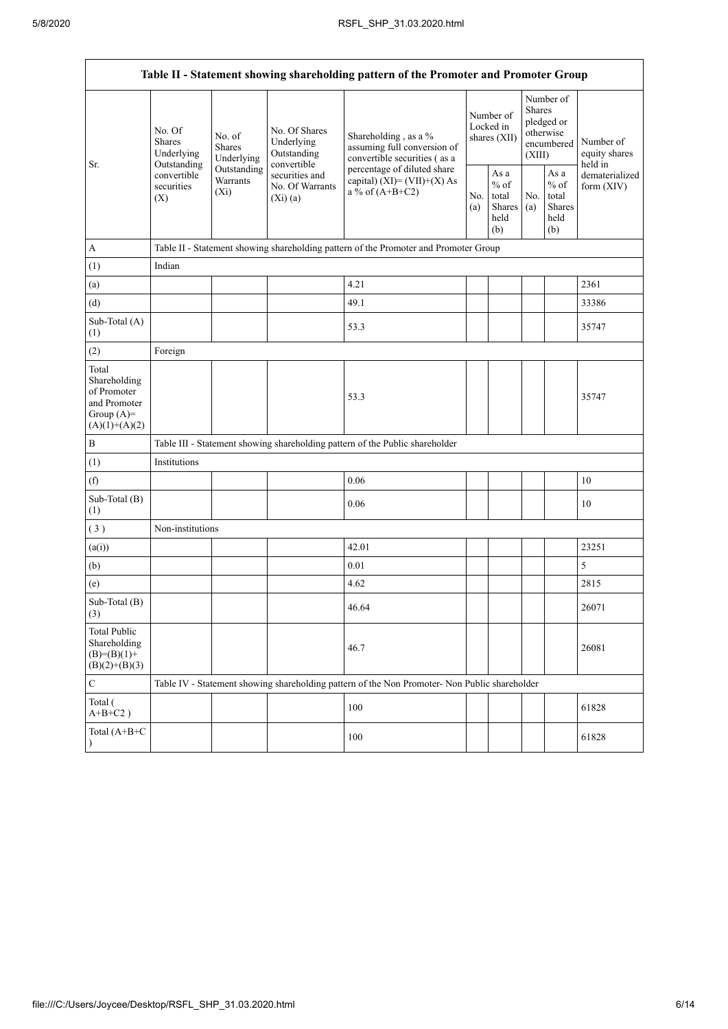| Table II - Statement showing shareholding pattern of the Promoter and Promoter Group | | | | | | | | | |
|---|---|---|---|---|---|---|---|---|---|
| Sr. | No. Of Shares Underlying Outstanding convertible securities (X) | No. of Shares Underlying Outstanding Warrants (Xi) | No. Of Shares Underlying Outstanding convertible securities and No. Of Warrants (Xi) (a) | Shareholding , as a % assuming full conversion of convertible securities ( as a percentage of diluted share capital) (XI)= (VII)+(X) As a % of (A+B+C2) | Number of Locked in shares (XII) | | Number of Shares pledged or otherwise encumbered (XIII) | | Number of equity shares held in dematerialized form (XIV) |
| | | | | | No. (a) | As a % of total Shares held (b) | No. (a) | As a % of total Shares held (b) | |
| A | Table II - Statement showing shareholding pattern of the Promoter and Promoter Group | | | | | | | | |
| (1) | Indian | | | | | | | | |
| (a) | | | | 4.21 | | | | | 2361 |
| (d) | | | | 49.1 | | | | | 33386 |
| Sub-Total (A) (1) | | | | 53.3 | | | | | 35747 |
| (2) | Foreign | | | | | | | | |
| Total Shareholding of Promoter and Promoter Group (A)= (A)(1)+(A)(2) | | | | 53.3 | | | | | 35747 |
| B | Table III - Statement showing shareholding pattern of the Public shareholder | | | | | | | | |
| (1) | Institutions | | | | | | | | |
| (f) | | | | 0.06 | | | | | 10 |
| Sub-Total (B) (1) | | | | 0.06 | | | | | 10 |
| ( 3 ) | Non-institutions | | | | | | | | |
| (a(i)) | | | | 42.01 | | | | | 23251 |
| (b) | | | | 0.01 | | | | | 5 |
| (e) | | | | 4.62 | | | | | 2815 |
| Sub-Total (B) (3) | | | | 46.64 | | | | | 26071 |
| Total Public Shareholding (B)=(B)(1)+ (B)(2)+(B)(3) | | | | 46.7 | | | | | 26081 |
| C | Table IV - Statement showing shareholding pattern of the Non Promoter- Non Public shareholder | | | | | | | | |
| Total ( A+B+C2 ) | | | | 100 | | | | | 61828 |
| Total (A+B+C ) | | | | 100 | | | | | 61828 |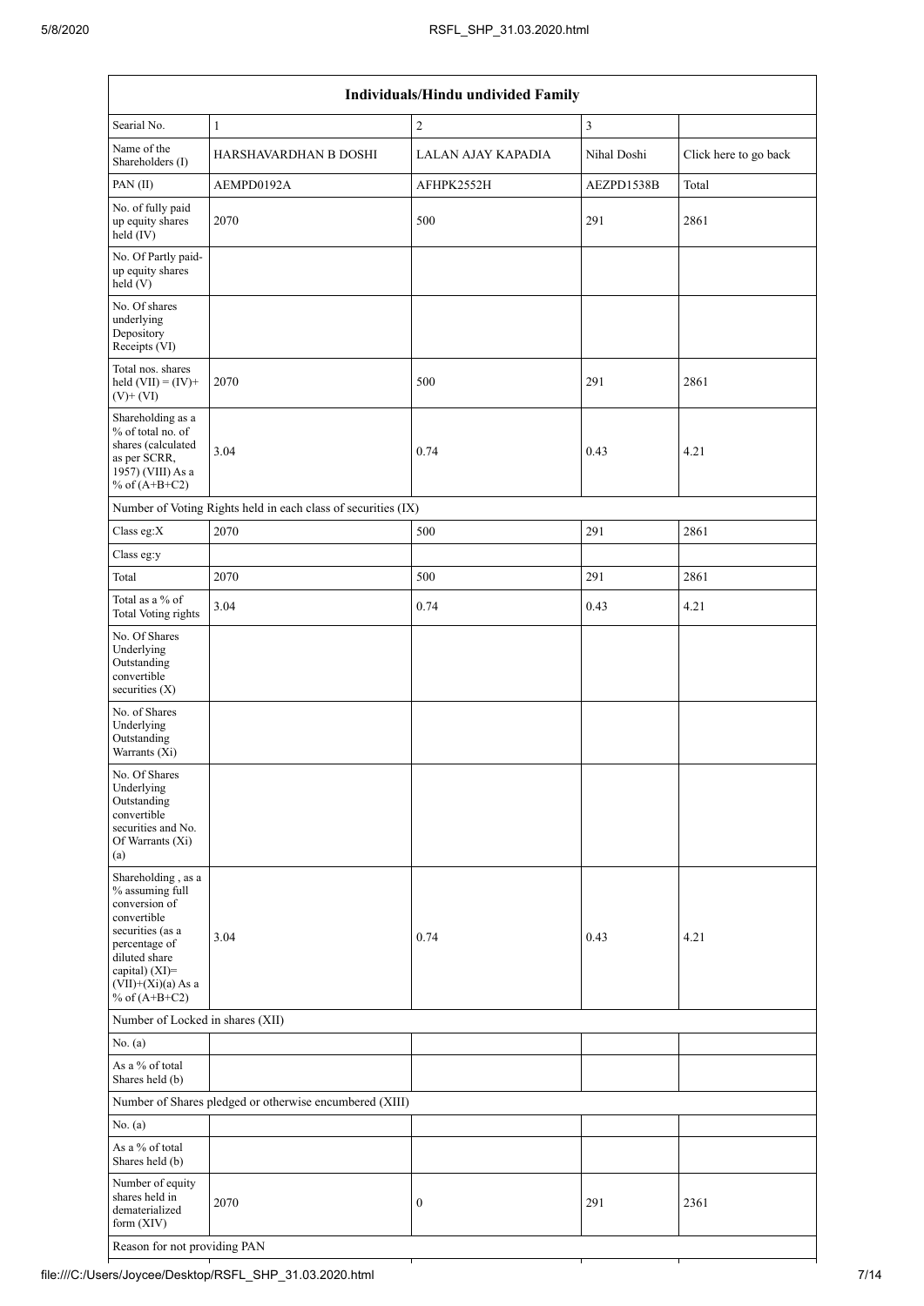| Individuals/Hindu undivided Family | | | | |
|---|---|---|---|---|
| Searial No. | 1 | 2 | 3 | |
| Name of the Shareholders (I) | HARSHAVARDHAN B DOSHI | LALAN AJAY KAPADIA | Nihal Doshi | Click here to go back |
| PAN (II) | AEMPD0192A | AFHPK2552H | AEZPD1538B | Total |
| No. of fully paid up equity shares held (IV) | 2070 | 500 | 291 | 2861 |
| No. Of Partly paid-up equity shares held (V) | | | | |
| No. Of shares underlying Depository Receipts (VI) | | | | |
| Total nos. shares held (VII) = (IV)+ (V)+ (VI) | 2070 | 500 | 291 | 2861 |
| Shareholding as a % of total no. of shares (calculated as per SCRR, 1957) (VIII) As a % of (A+B+C2) | 3.04 | 0.74 | 0.43 | 4.21 |
| Number of Voting Rights held in each class of securities (IX) | | | | |
| Class eg:X | 2070 | 500 | 291 | 2861 |
| Class eg:y | | | | |
| Total | 2070 | 500 | 291 | 2861 |
| Total as a % of Total Voting rights | 3.04 | 0.74 | 0.43 | 4.21 |
| No. Of Shares Underlying Outstanding convertible securities (X) | | | | |
| No. of Shares Underlying Outstanding Warrants (Xi) | | | | |
| No. Of Shares Underlying Outstanding convertible securities and No. Of Warrants (Xi) (a) | | | | |
| Shareholding , as a % assuming full conversion of convertible securities (as a percentage of diluted share capital) (XI)= (VII)+(Xi)(a) As a % of (A+B+C2) | 3.04 | 0.74 | 0.43 | 4.21 |
| Number of Locked in shares (XII) | | | | |
| No. (a) | | | | |
| As a % of total Shares held (b) | | | | |
| Number of Shares pledged or otherwise encumbered (XIII) | | | | |
| No. (a) | | | | |
| As a % of total Shares held (b) | | | | |
| Number of equity shares held in dematerialized form (XIV) | 2070 | 0 | 291 | 2361 |
| Reason for not providing PAN | | | | |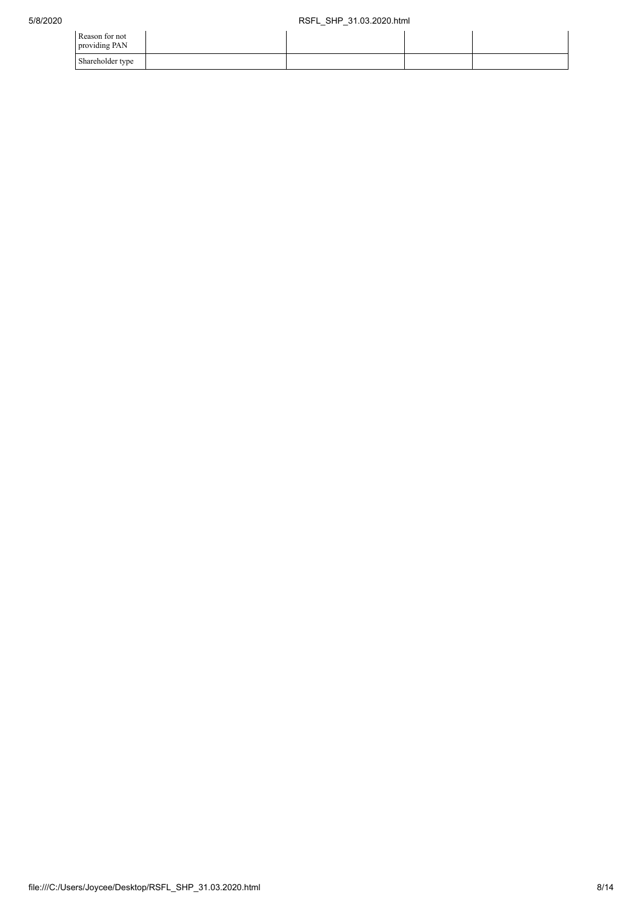| Reason for not providing PAN | | | | |
| --- | --- | --- | --- | --- |
| Shareholder type | | | | |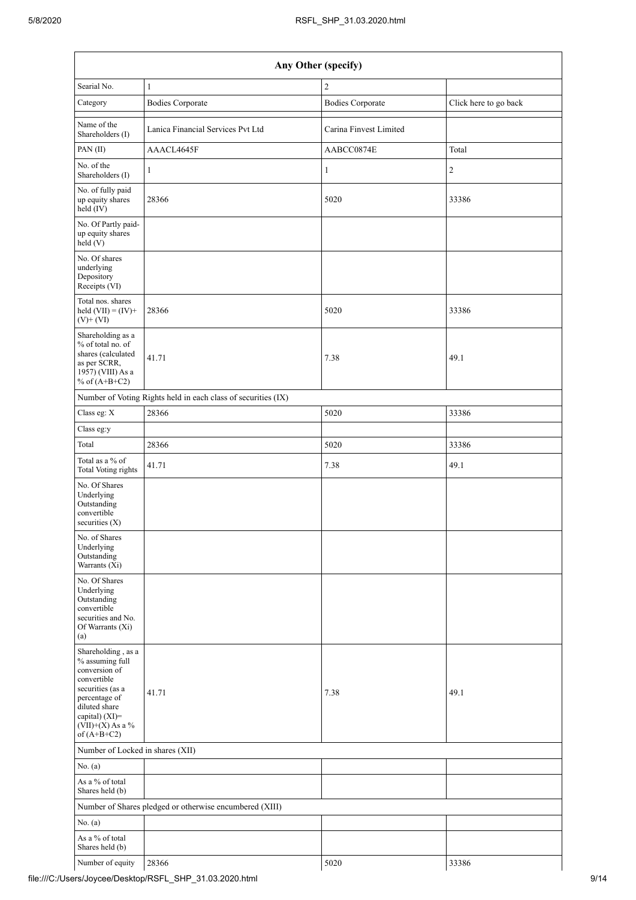| Any Other (specify) | | | |
|---|---|---|---|
| Searial No. | 1 | 2 | |
| Category | Bodies Corporate | Bodies Corporate | Click here to go back |
| Name of the Shareholders (I) | Lanica Financial Services Pvt Ltd | Carina Finvest Limited | |
| PAN (II) | AAACL4645F | AABCC0874E | Total |
| No. of the Shareholders (I) | 1 | 1 | 2 |
| No. of fully paid up equity shares held (IV) | 28366 | 5020 | 33386 |
| No. Of Partly paid-up equity shares held (V) | | | |
| No. Of shares underlying Depository Receipts (VI) | | | |
| Total nos. shares held (VII) = (IV)+(V)+ (VI) | 28366 | 5020 | 33386 |
| Shareholding as a % of total no. of shares (calculated as per SCRR, 1957) (VIII) As a % of (A+B+C2) | 41.71 | 7.38 | 49.1 |
| Number of Voting Rights held in each class of securities (IX) | | | |
| Class eg: X | 28366 | 5020 | 33386 |
| Class eg:y | | | |
| Total | 28366 | 5020 | 33386 |
| Total as a % of Total Voting rights | 41.71 | 7.38 | 49.1 |
| No. Of Shares Underlying Outstanding convertible securities (X) | | | |
| No. of Shares Underlying Outstanding Warrants (Xi) | | | |
| No. Of Shares Underlying Outstanding convertible securities and No. Of Warrants (Xi) (a) | | | |
| Shareholding , as a % assuming full conversion of convertible securities (as a percentage of diluted share capital) (XI)= (VII)+(X) As a % of (A+B+C2) | 41.71 | 7.38 | 49.1 |
| Number of Locked in shares (XII) | | | |
| No. (a) | | | |
| As a % of total Shares held (b) | | | |
| Number of Shares pledged or otherwise encumbered (XIII) | | | |
| No. (a) | | | |
| As a % of total Shares held (b) | | | |
| Number of equity | 28366 | 5020 | 33386 |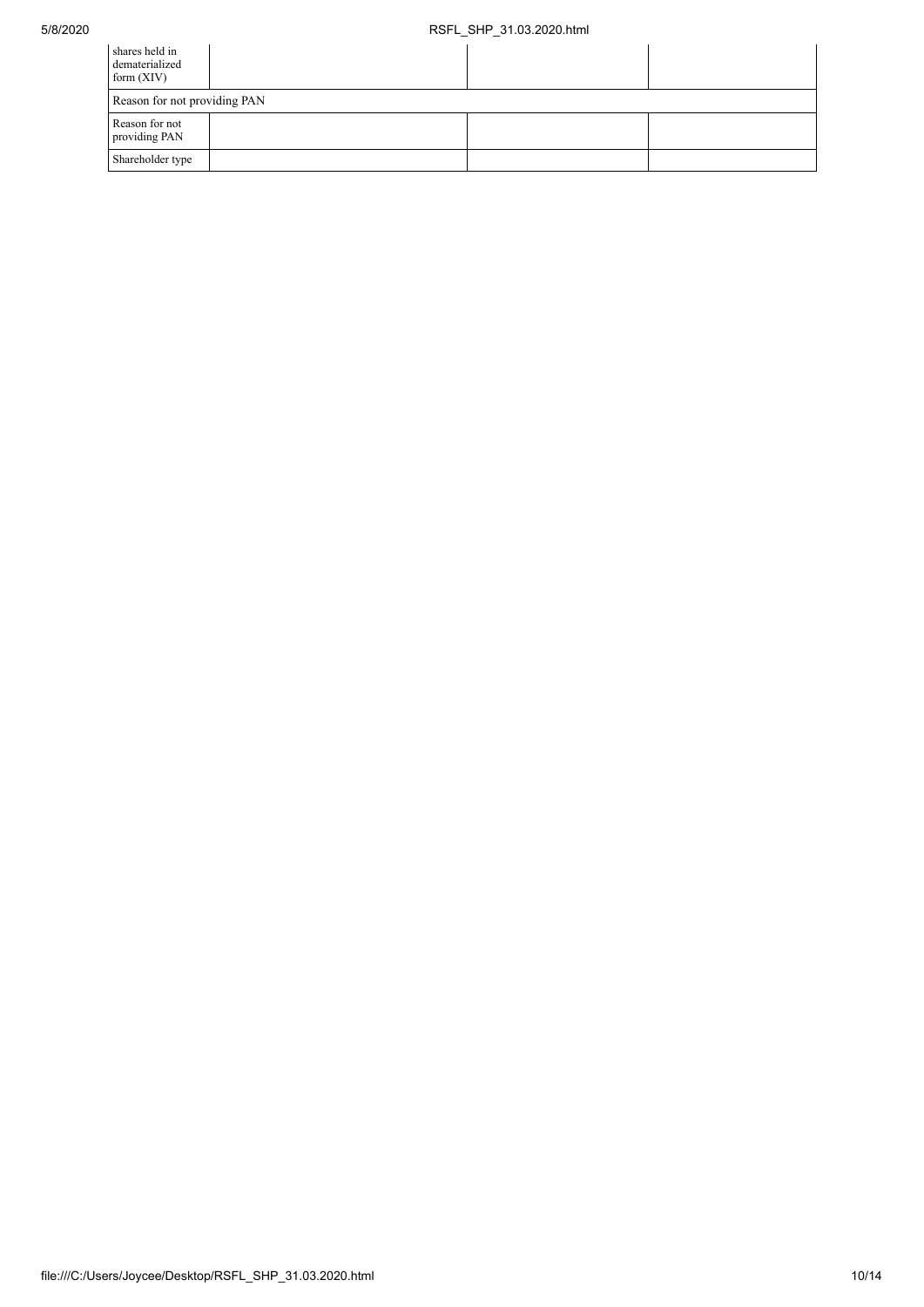| shares held in dematerialized form (XIV) | | | |
| --- | --- | --- | --- |
| Reason for not providing PAN | | | |
| Reason for not providing PAN | | | |
| Shareholder type | | | |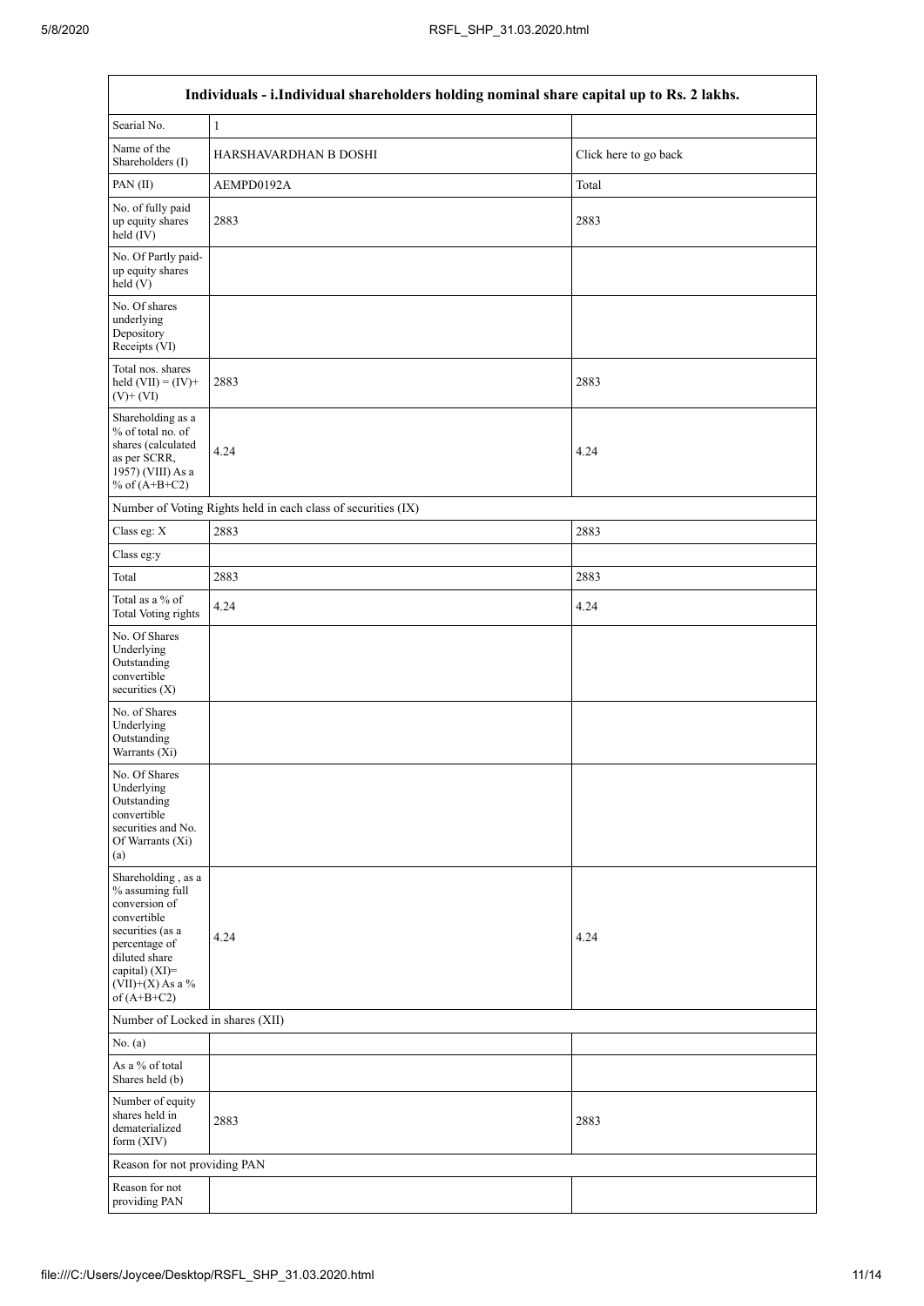| Individuals - i.Individual shareholders holding nominal share capital up to Rs. 2 lakhs. | | |
|---|---|---|
| Searial No. | 1 | |
| Name of the Shareholders (I) | HARSHAVARDHAN B DOSHI | Click here to go back |
| PAN (II) | AEMPD0192A | Total |
| No. of fully paid up equity shares held (IV) | 2883 | 2883 |
| No. Of Partly paid-up equity shares held (V) | | |
| No. Of shares underlying Depository Receipts (VI) | | |
| Total nos. shares held (VII) = (IV)+ (V)+ (VI) | 2883 | 2883 |
| Shareholding as a % of total no. of shares (calculated as per SCRR, 1957) (VIII) As a % of (A+B+C2) | 4.24 | 4.24 |
| Number of Voting Rights held in each class of securities (IX) | | |
| Class eg: X | 2883 | 2883 |
| Class eg:y | | |
| Total | 2883 | 2883 |
| Total as a % of Total Voting rights | 4.24 | 4.24 |
| No. Of Shares Underlying Outstanding convertible securities (X) | | |
| No. of Shares Underlying Outstanding Warrants (Xi) | | |
| No. Of Shares Underlying Outstanding convertible securities and No. Of Warrants (Xi) (a) | | |
| Shareholding , as a % assuming full conversion of convertible securities (as a percentage of diluted share capital) (XI)= (VII)+(X) As a % of (A+B+C2) | 4.24 | 4.24 |
| Number of Locked in shares (XII) | | |
| No. (a) | | |
| As a % of total Shares held (b) | | |
| Number of equity shares held in dematerialized form (XIV) | 2883 | 2883 |
| Reason for not providing PAN | | |
| Reason for not providing PAN | | |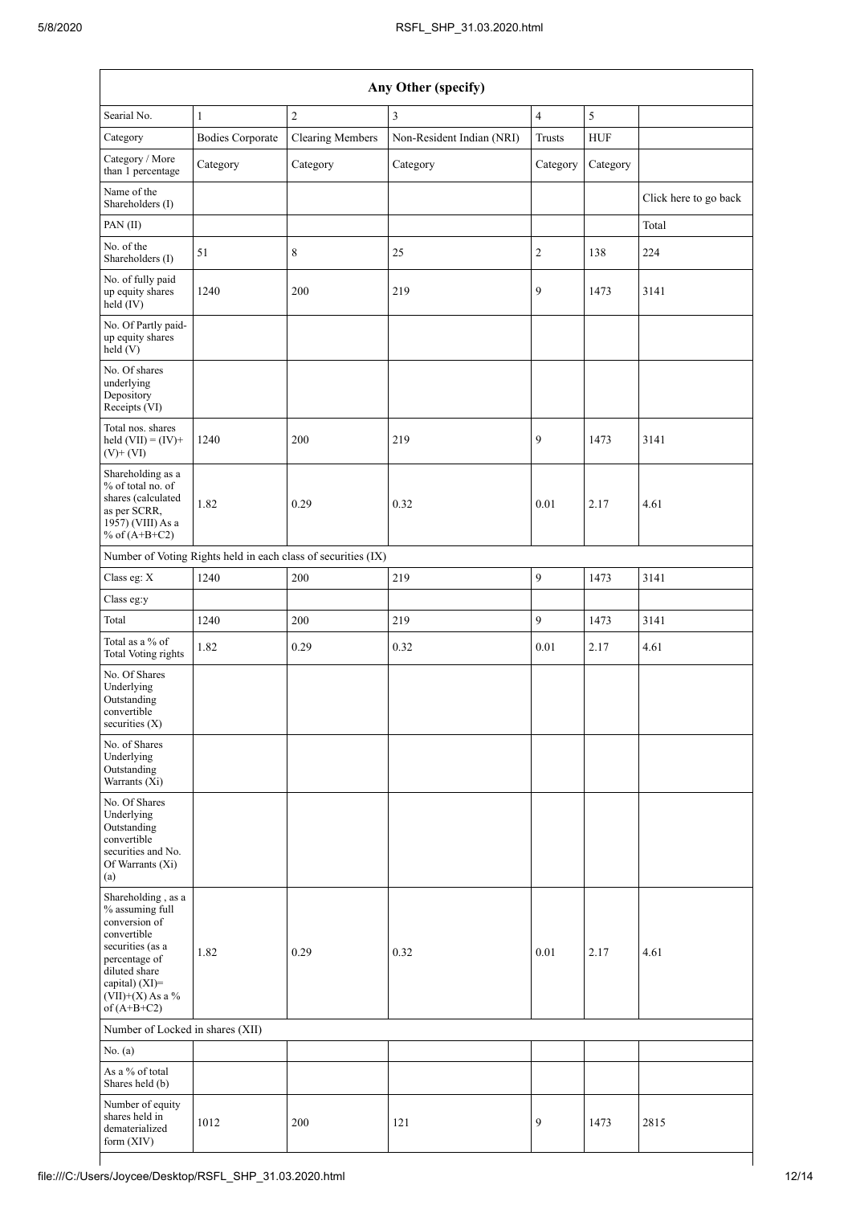| Any Other (specify) | | | | | | |
|---|---|---|---|---|---|---|
| Searial No. | 1 | 2 | 3 | 4 | 5 | |
| Category | Bodies Corporate | Clearing Members | Non-Resident Indian (NRI) | Trusts | HUF | |
| Category / More than 1 percentage | Category | Category | Category | Category | Category | |
| Name of the Shareholders (I) | | | | | | Click here to go back |
| PAN (II) | | | | | | Total |
| No. of the Shareholders (I) | 51 | 8 | 25 | 2 | 138 | 224 |
| No. of fully paid up equity shares held (IV) | 1240 | 200 | 219 | 9 | 1473 | 3141 |
| No. Of Partly paid-up equity shares held (V) | | | | | | |
| No. Of shares underlying Depository Receipts (VI) | | | | | | |
| Total nos. shares held (VII) = (IV)+ (V)+ (VI) | 1240 | 200 | 219 | 9 | 1473 | 3141 |
| Shareholding as a % of total no. of shares (calculated as per SCRR, 1957) (VIII) As a % of (A+B+C2) | 1.82 | 0.29 | 0.32 | 0.01 | 2.17 | 4.61 |
| Number of Voting Rights held in each class of securities (IX) | | | | | | |
| Class eg: X | 1240 | 200 | 219 | 9 | 1473 | 3141 |
| Class eg:y | | | | | | |
| Total | 1240 | 200 | 219 | 9 | 1473 | 3141 |
| Total as a % of Total Voting rights | 1.82 | 0.29 | 0.32 | 0.01 | 2.17 | 4.61 |
| No. Of Shares Underlying Outstanding convertible securities (X) | | | | | | |
| No. of Shares Underlying Outstanding Warrants (Xi) | | | | | | |
| No. Of Shares Underlying Outstanding convertible securities and No. Of Warrants (Xi) (a) | | | | | | |
| Shareholding , as a % assuming full conversion of convertible securities (as a percentage of diluted share capital) (XI)= (VII)+(X) As a % of (A+B+C2) | 1.82 | 0.29 | 0.32 | 0.01 | 2.17 | 4.61 |
| Number of Locked in shares (XII) | | | | | | |
| No. (a) | | | | | | |
| As a % of total Shares held (b) | | | | | | |
| Number of equity shares held in dematerialized form (XIV) | 1012 | 200 | 121 | 9 | 1473 | 2815 |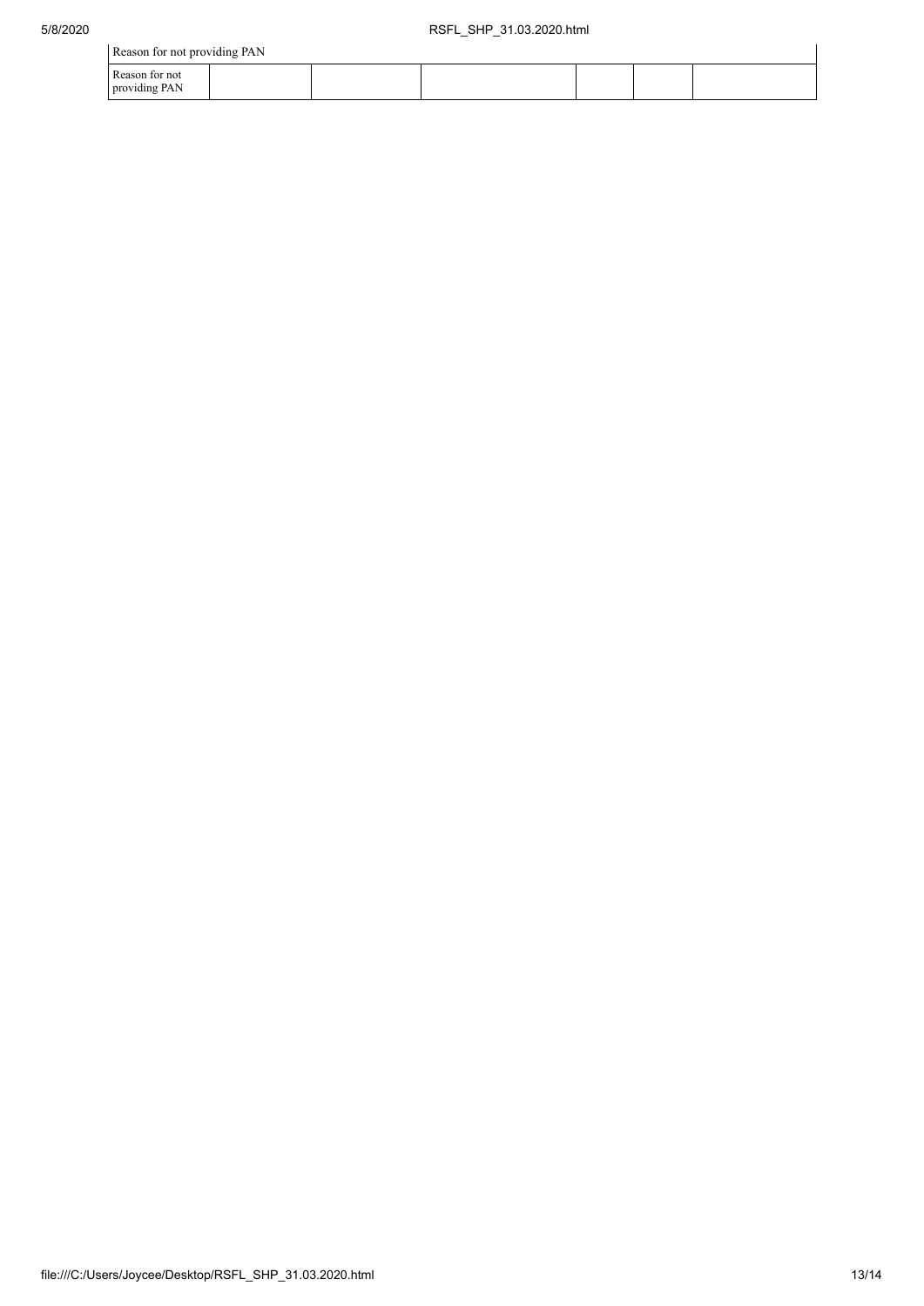| Reason for not providing PAN | | | | | | |
|---|---|---|---|---|---|---|
| Reason for not providing PAN | | | | | | |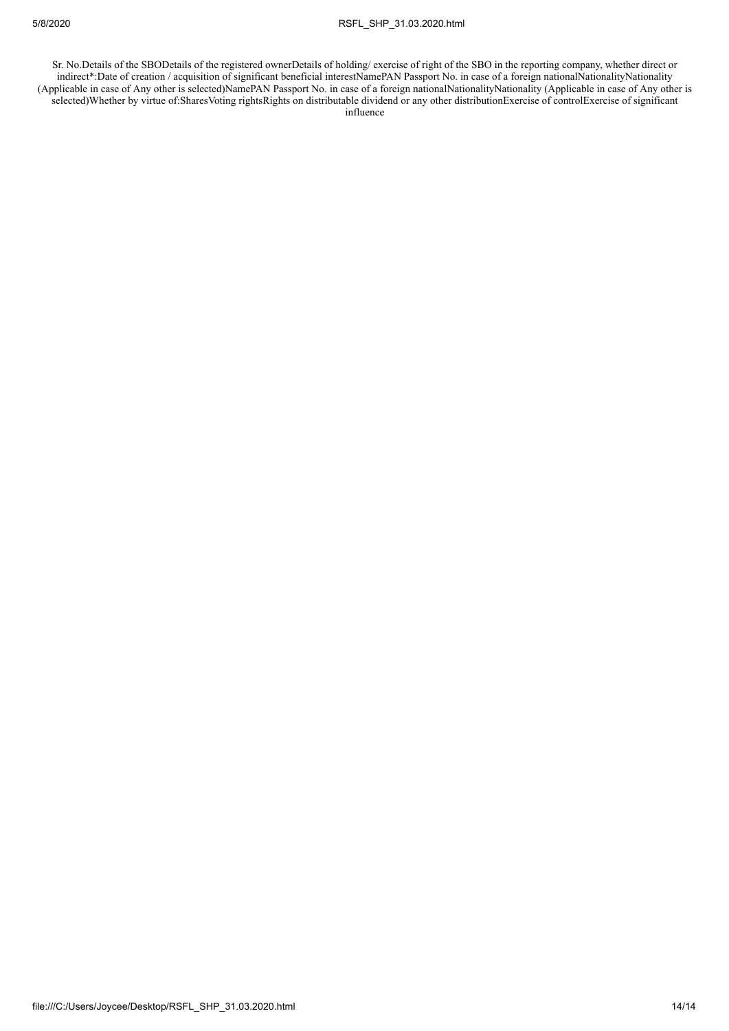Sr. No.Details of the SBODetails of the registered ownerDetails of holding/ exercise of right of the SBO in the reporting company, whether direct or indirect*:Date of creation / acquisition of significant beneficial interestNamePAN Passport No. in case of a foreign nationalNationalityNationality (Applicable in case of Any other is selected)NamePAN Passport No. in case of a foreign nationalNationalityNationality (Applicable in case of Any other is selected)Whether by virtue of:SharesVoting rightsRights on distributable dividend or any other distributionExercise of controlExercise of significant influence